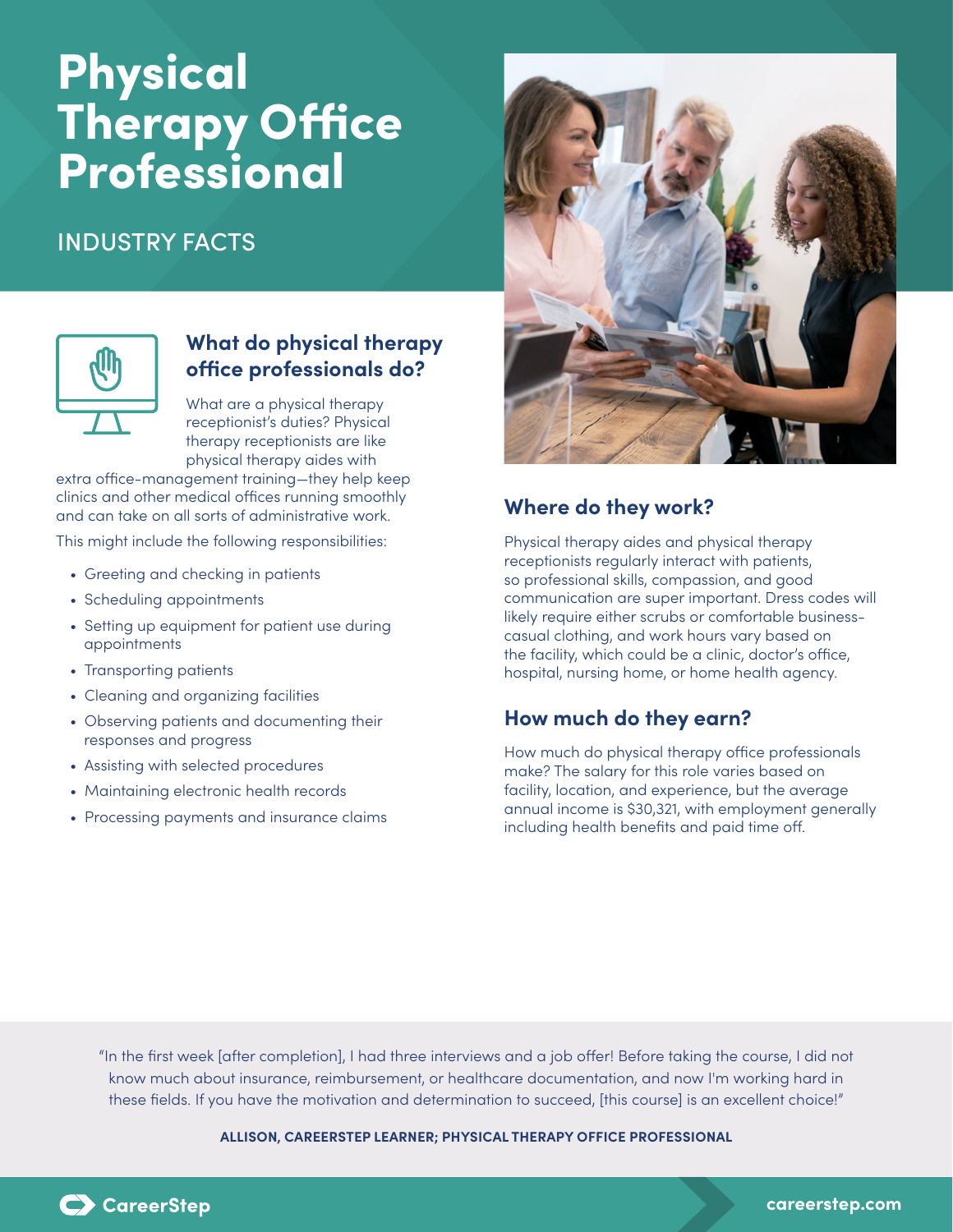# Physical Therapy Office Professional

## INDUSTRY FACTS

### What do physical therapy office professionals do?

What are a physical therapy receptionist's duties? Physical therapy receptionists are like physical therapy aides with extra office-management training—they help keep clinics and other medical offices running smoothly and can take on all sorts of administrative work.

This might include the following responsibilities:

- Greeting and checking in patients
- Scheduling appointments
- Setting up equipment for patient use during appointments
- Transporting patients
- Cleaning and organizing facilities
- Observing patients and documenting their responses and progress
- Assisting with selected procedures
- Maintaining electronic health records
- Processing payments and insurance claims

### Where do they work?

Physical therapy aides and physical therapy receptionists regularly interact with patients, so professional skills, compassion, and good communication are super important. Dress codes will likely require either scrubs or comfortable business-casual clothing, and work hours vary based on the facility, which could be a clinic, doctor's office, hospital, nursing home, or home health agency.

### How much do they earn?

How much do physical therapy office professionals make? The salary for this role varies based on facility, location, and experience, but the average annual income is $30,321, with employment generally including health benefits and paid time off.

"In the first week [after completion], I had three interviews and a job offer! Before taking the course, I did not know much about insurance, reimbursement, or healthcare documentation, and now I'm working hard in these fields. If you have the motivation and determination to succeed, [this course] is an excellent choice!"

**ALLISON, CAREERSTEP LEARNER; PHYSICAL THERAPY OFFICE PROFESSIONAL**

CareerStep

careerstep.com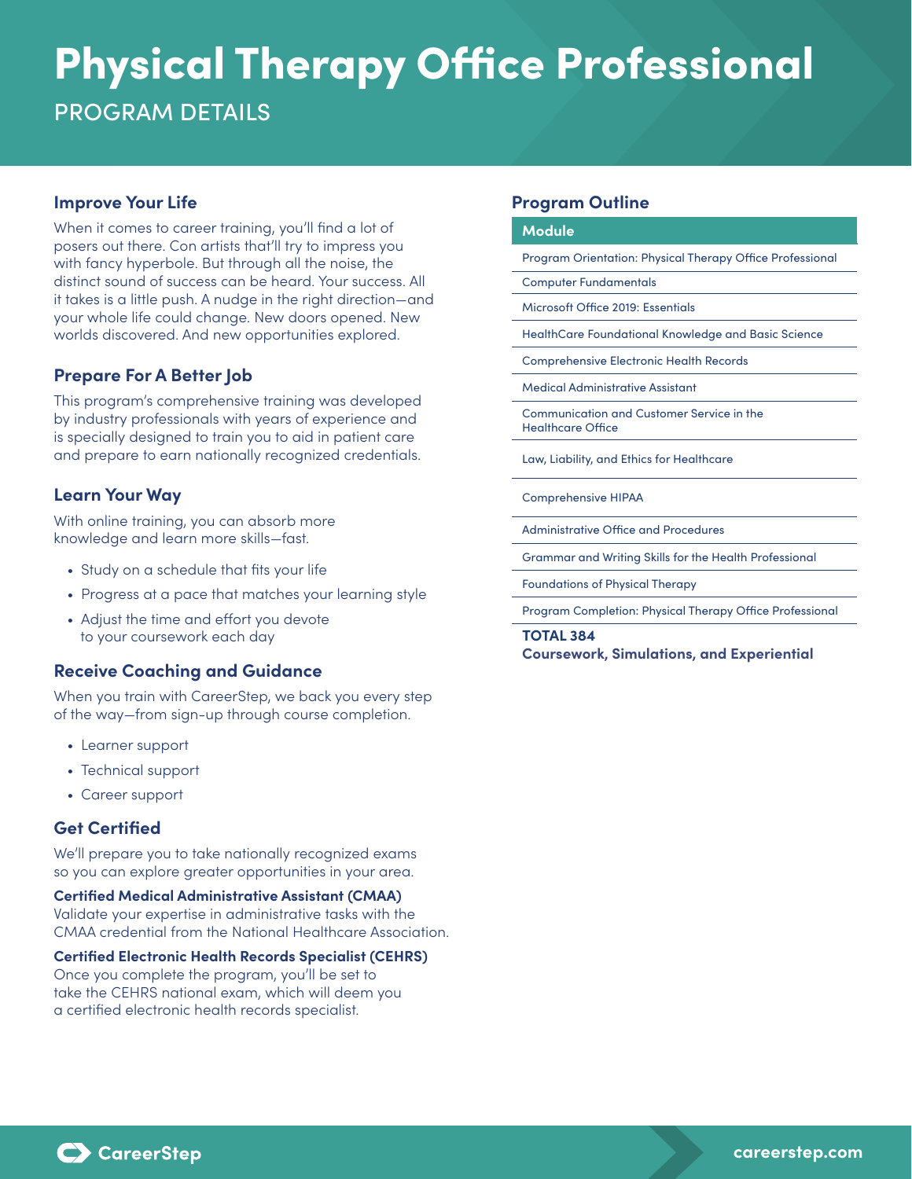# Physical Therapy Office Professional

PROGRAM DETAILS

## Improve Your Life

When it comes to career training, you'll find a lot of posers out there. Con artists that'll try to impress you with fancy hyperbole. But through all the noise, the distinct sound of success can be heard. Your success. All it takes is a little push. A nudge in the right direction—and your whole life could change. New doors opened. New worlds discovered. And new opportunities explored.

## Prepare For A Better Job

This program's comprehensive training was developed by industry professionals with years of experience and is specially designed to train you to aid in patient care and prepare to earn nationally recognized credentials.

## Learn Your Way

With online training, you can absorb more knowledge and learn more skills—fast.

- Study on a schedule that fits your life
- Progress at a pace that matches your learning style
- Adjust the time and effort you devote to your coursework each day

## Receive Coaching and Guidance

When you train with CareerStep, we back you every step of the way—from sign-up through course completion.

- Learner support
- Technical support
- Career support

## Get Certified

We'll prepare you to take nationally recognized exams so you can explore greater opportunities in your area.

**Certified Medical Administrative Assistant (CMAA)**
Validate your expertise in administrative tasks with the CMAA credential from the National Healthcare Association.

**Certified Electronic Health Records Specialist (CEHRS)**
Once you complete the program, you'll be set to take the CEHRS national exam, which will deem you a certified electronic health records specialist.

## Program Outline

| Module |
|---|
| Program Orientation: Physical Therapy Office Professional |
| Computer Fundamentals |
| Microsoft Office 2019: Essentials |
| HealthCare Foundational Knowledge and Basic Science |
| Comprehensive Electronic Health Records |
| Medical Administrative Assistant |
| Communication and Customer Service in the Healthcare Office |
| Law, Liability, and Ethics for Healthcare |
| Comprehensive HIPAA |
| Administrative Office and Procedures |
| Grammar and Writing Skills for the Health Professional |
| Foundations of Physical Therapy |
| Program Completion: Physical Therapy Office Professional |

**TOTAL 384**
**Coursework, Simulations, and Experiential**

CareerStep

careerstep.com